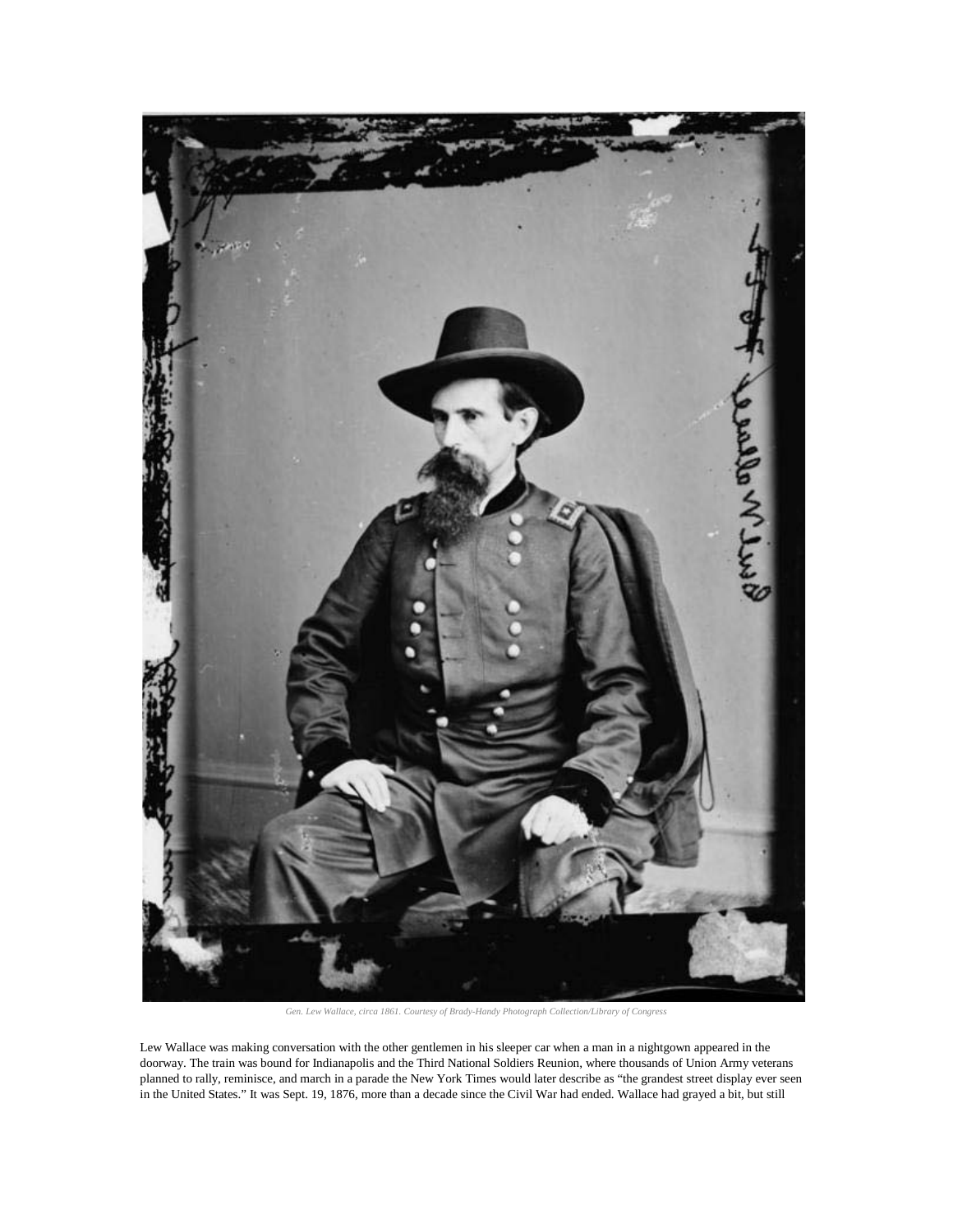*Gen. Lew Wallace, circa 1861. Courtesy of Brady-Handy Photograph Collection/Library of Congress*

Lew Wallace was making conversation with the other gentlemen in his sleeper car when a man in a nightgown appeared in the doorway. The train was bound for Indianapolis and the Third National Soldiers Reunion, where thousands of Union Army veterans planned to rally, reminisce, and march in a parade the New York Times would later describe as "the grandest street display ever seen in the United States." It was Sept. 19, 1876, more than a decade since the Civil War had ended. Wallace had grayed a bit, but still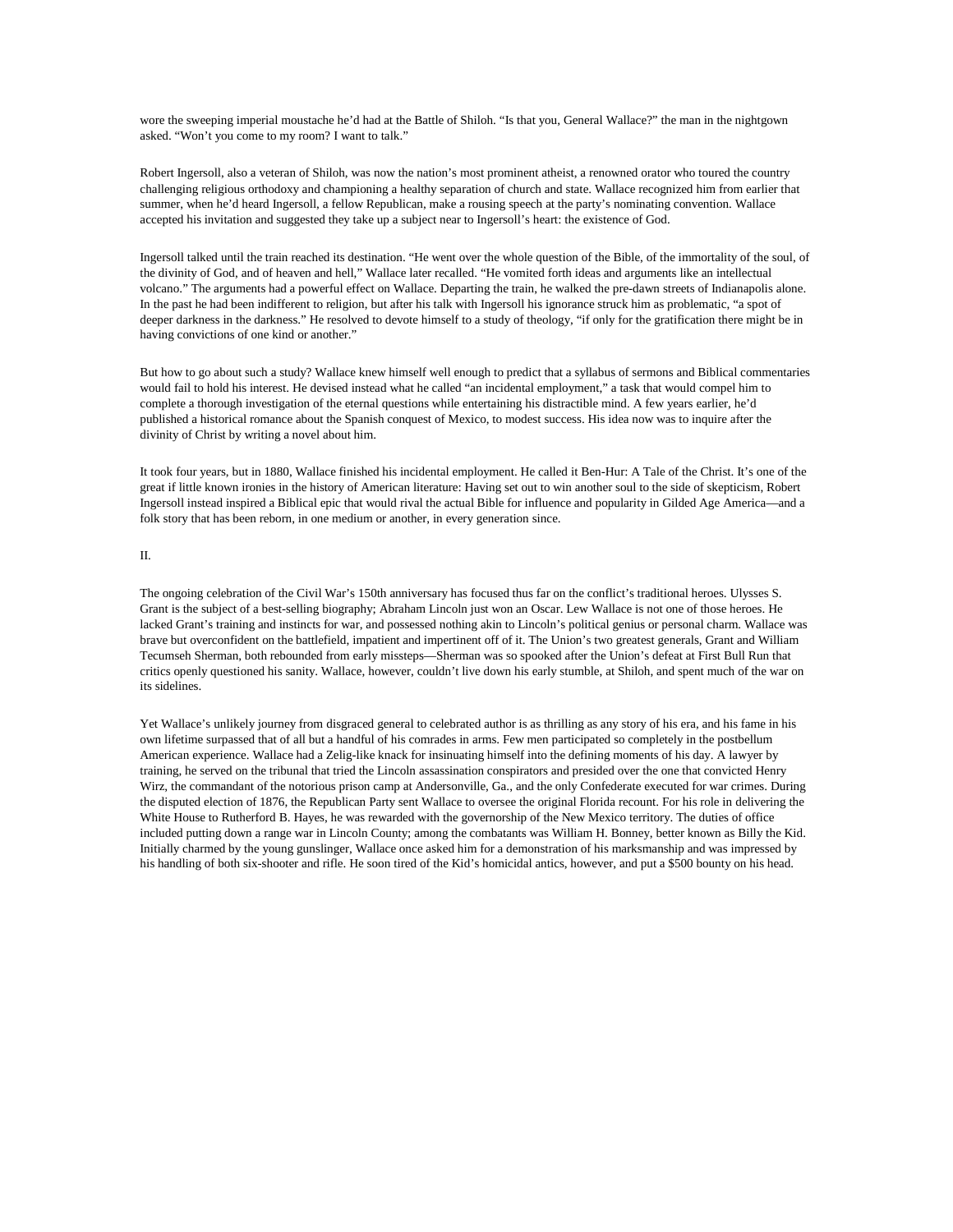wore the sweeping imperial moustache he'd had at the Battle of Shiloh. "Is that you, General Wallace?" the man in the nightgown asked. "Won't you come to my room? I want to talk."

Robert Ingersoll, also a veteran of Shiloh, was now the nation's most prominent atheist, a renowned orator who toured the country challenging religious orthodoxy and championing a healthy separation of church and state. Wallace recognized him from earlier that summer, when he'd heard Ingersoll, a fellow Republican, make a rousing speech at the party's nominating convention. Wallace accepted his invitation and suggested they take up a subject near to Ingersoll's heart: the existence of God.

Ingersoll talked until the train reached its destination. "He went over the whole question of the Bible, of the immortality of the soul, of the divinity of God, and of heaven and hell," Wallace later recalled. "He vomited forth ideas and arguments like an intellectual volcano." The arguments had a powerful effect on Wallace. Departing the train, he walked the pre-dawn streets of Indianapolis alone. In the past he had been indifferent to religion, but after his talk with Ingersoll his ignorance struck him as problematic, "a spot of deeper darkness in the darkness." He resolved to devote himself to a study of theology, "if only for the gratification there might be in having convictions of one kind or another."

But how to go about such a study? Wallace knew himself well enough to predict that a syllabus of sermons and Biblical commentaries would fail to hold his interest. He devised instead what he called "an incidental employment," a task that would compel him to complete a thorough investigation of the eternal questions while entertaining his distractible mind. A few years earlier, he'd published a historical romance about the Spanish conquest of Mexico, to modest success. His idea now was to inquire after the divinity of Christ by writing a novel about him.

It took four years, but in 1880, Wallace finished his incidental employment. He called it Ben-Hur: A Tale of the Christ. It's one of the great if little known ironies in the history of American literature: Having set out to win another soul to the side of skepticism, Robert Ingersoll instead inspired a Biblical epic that would rival the actual Bible for influence and popularity in Gilded Age America—and a folk story that has been reborn, in one medium or another, in every generation since.

II.

The ongoing celebration of the Civil War's 150th anniversary has focused thus far on the conflict's traditional heroes. Ulysses S. Grant is the subject of a best-selling biography; Abraham Lincoln just won an Oscar. Lew Wallace is not one of those heroes. He lacked Grant's training and instincts for war, and possessed nothing akin to Lincoln's political genius or personal charm. Wallace was brave but overconfident on the battlefield, impatient and impertinent off of it. The Union's two greatest generals, Grant and William Tecumseh Sherman, both rebounded from early missteps—Sherman was so spooked after the Union's defeat at First Bull Run that critics openly questioned his sanity. Wallace, however, couldn't live down his early stumble, at Shiloh, and spent much of the war on its sidelines.

Yet Wallace's unlikely journey from disgraced general to celebrated author is as thrilling as any story of his era, and his fame in his own lifetime surpassed that of all but a handful of his comrades in arms. Few men participated so completely in the postbellum American experience. Wallace had a Zelig-like knack for insinuating himself into the defining moments of his day. A lawyer by training, he served on the tribunal that tried the Lincoln assassination conspirators and presided over the one that convicted Henry Wirz, the commandant of the notorious prison camp at Andersonville, Ga., and the only Confederate executed for war crimes. During the disputed election of 1876, the Republican Party sent Wallace to oversee the original Florida recount. For his role in delivering the White House to Rutherford B. Hayes, he was rewarded with the governorship of the New Mexico territory. The duties of office included putting down a range war in Lincoln County; among the combatants was William H. Bonney, better known as Billy the Kid. Initially charmed by the young gunslinger, Wallace once asked him for a demonstration of his marksmanship and was impressed by his handling of both six-shooter and rifle. He soon tired of the Kid's homicidal antics, however, and put a $500 bounty on his head.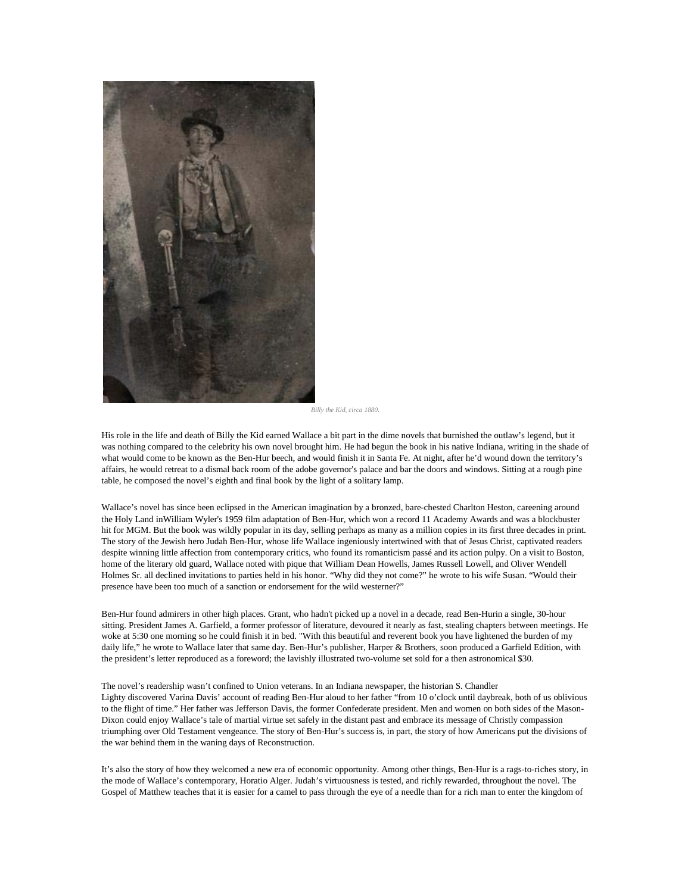*Billy the Kid, circa 1880.*

His role in the life and death of Billy the Kid earned Wallace a bit part in the dime novels that burnished the outlaw's legend, but it was nothing compared to the celebrity his own novel brought him. He had begun the book in his native Indiana, writing in the shade of what would come to be known as the Ben-Hur beech, and would finish it in Santa Fe. At night, after he'd wound down the territory's affairs, he would retreat to a dismal back room of the adobe governor's palace and bar the doors and windows. Sitting at a rough pine table, he composed the novel's eighth and final book by the light of a solitary lamp.

Wallace's novel has since been eclipsed in the American imagination by a bronzed, bare-chested Charlton Heston, careening around the Holy Land inWilliam Wyler's 1959 film adaptation of Ben-Hur, which won a record 11 Academy Awards and was a blockbuster hit for MGM. But the book was wildly popular in its day, selling perhaps as many as a million copies in its first three decades in print. The story of the Jewish hero Judah Ben-Hur, whose life Wallace ingeniously intertwined with that of Jesus Christ, captivated readers despite winning little affection from contemporary critics, who found its romanticism passé and its action pulpy. On a visit to Boston, home of the literary old guard, Wallace noted with pique that William Dean Howells, James Russell Lowell, and Oliver Wendell Holmes Sr. all declined invitations to parties held in his honor. "Why did they not come?" he wrote to his wife Susan. "Would their presence have been too much of a sanction or endorsement for the wild westerner?"

Ben-Hur found admirers in other high places. Grant, who hadn't picked up a novel in a decade, read Ben-Hurin a single, 30-hour sitting. President James A. Garfield, a former professor of literature, devoured it nearly as fast, stealing chapters between meetings. He woke at 5:30 one morning so he could finish it in bed. "With this beautiful and reverent book you have lightened the burden of my daily life," he wrote to Wallace later that same day. Ben-Hur's publisher, Harper & Brothers, soon produced a Garfield Edition, with the president's letter reproduced as a foreword; the lavishly illustrated two-volume set sold for a then astronomical $30.

The novel's readership wasn't confined to Union veterans. In an Indiana newspaper, the historian S. Chandler Lighty discovered Varina Davis' account of reading Ben-Hur aloud to her father "from 10 o'clock until daybreak, both of us oblivious to the flight of time." Her father was Jefferson Davis, the former Confederate president. Men and women on both sides of the Mason-Dixon could enjoy Wallace's tale of martial virtue set safely in the distant past and embrace its message of Christly compassion triumphing over Old Testament vengeance. The story of Ben-Hur's success is, in part, the story of how Americans put the divisions of the war behind them in the waning days of Reconstruction.

It's also the story of how they welcomed a new era of economic opportunity. Among other things, Ben-Hur is a rags-to-riches story, in the mode of Wallace's contemporary, Horatio Alger. Judah's virtuousness is tested, and richly rewarded, throughout the novel. The Gospel of Matthew teaches that it is easier for a camel to pass through the eye of a needle than for a rich man to enter the kingdom of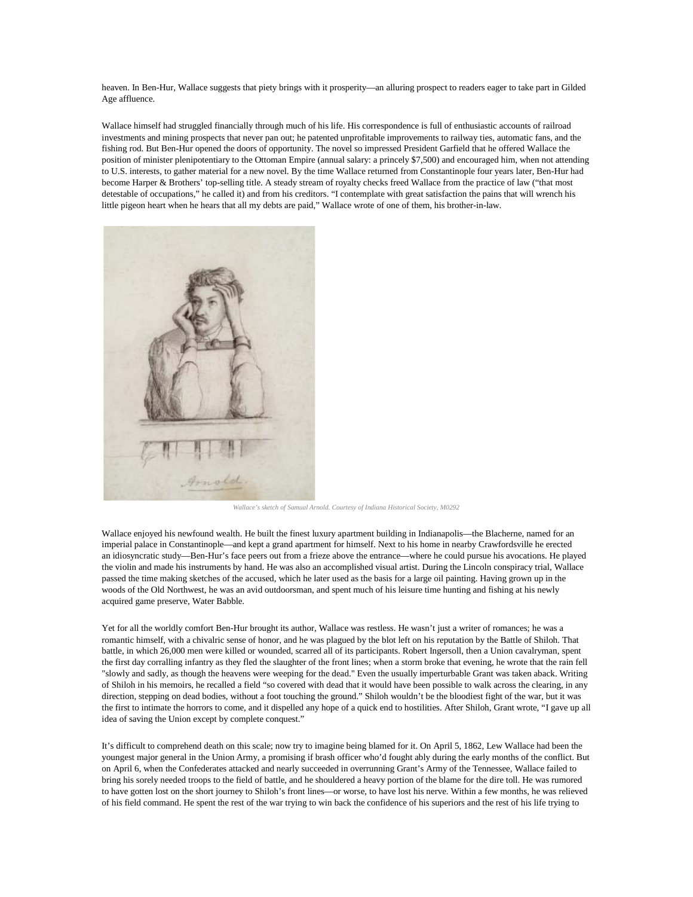heaven. In Ben-Hur, Wallace suggests that piety brings with it prosperity—an alluring prospect to readers eager to take part in Gilded Age affluence.

Wallace himself had struggled financially through much of his life. His correspondence is full of enthusiastic accounts of railroad investments and mining prospects that never pan out; he patented unprofitable improvements to railway ties, automatic fans, and the fishing rod. But Ben-Hur opened the doors of opportunity. The novel so impressed President Garfield that he offered Wallace the position of minister plenipotentiary to the Ottoman Empire (annual salary: a princely $7,500) and encouraged him, when not attending to U.S. interests, to gather material for a new novel. By the time Wallace returned from Constantinople four years later, Ben-Hur had become Harper & Brothers' top-selling title. A steady stream of royalty checks freed Wallace from the practice of law ("that most detestable of occupations," he called it) and from his creditors. "I contemplate with great satisfaction the pains that will wrench his little pigeon heart when he hears that all my debts are paid," Wallace wrote of one of them, his brother-in-law.

*Wallace's sketch of Samual Arnold. Courtesy of Indiana Historical Society, M0292*

Wallace enjoyed his newfound wealth. He built the finest luxury apartment building in Indianapolis—the Blacherne, named for an imperial palace in Constantinople—and kept a grand apartment for himself. Next to his home in nearby Crawfordsville he erected an idiosyncratic study—Ben-Hur's face peers out from a frieze above the entrance—where he could pursue his avocations. He played the violin and made his instruments by hand. He was also an accomplished visual artist. During the Lincoln conspiracy trial, Wallace passed the time making sketches of the accused, which he later used as the basis for a large oil painting. Having grown up in the woods of the Old Northwest, he was an avid outdoorsman, and spent much of his leisure time hunting and fishing at his newly acquired game preserve, Water Babble.

Yet for all the worldly comfort Ben-Hur brought its author, Wallace was restless. He wasn't just a writer of romances; he was a romantic himself, with a chivalric sense of honor, and he was plagued by the blot left on his reputation by the Battle of Shiloh. That battle, in which 26,000 men were killed or wounded, scarred all of its participants. Robert Ingersoll, then a Union cavalryman, spent the first day corralling infantry as they fled the slaughter of the front lines; when a storm broke that evening, he wrote that the rain fell "slowly and sadly, as though the heavens were weeping for the dead." Even the usually imperturbable Grant was taken aback. Writing of Shiloh in his memoirs, he recalled a field "so covered with dead that it would have been possible to walk across the clearing, in any direction, stepping on dead bodies, without a foot touching the ground." Shiloh wouldn't be the bloodiest fight of the war, but it was the first to intimate the horrors to come, and it dispelled any hope of a quick end to hostilities. After Shiloh, Grant wrote, "I gave up all idea of saving the Union except by complete conquest."

It's difficult to comprehend death on this scale; now try to imagine being blamed for it. On April 5, 1862, Lew Wallace had been the youngest major general in the Union Army, a promising if brash officer who'd fought ably during the early months of the conflict. But on April 6, when the Confederates attacked and nearly succeeded in overrunning Grant's Army of the Tennessee, Wallace failed to bring his sorely needed troops to the field of battle, and he shouldered a heavy portion of the blame for the dire toll. He was rumored to have gotten lost on the short journey to Shiloh's front lines—or worse, to have lost his nerve. Within a few months, he was relieved of his field command. He spent the rest of the war trying to win back the confidence of his superiors and the rest of his life trying to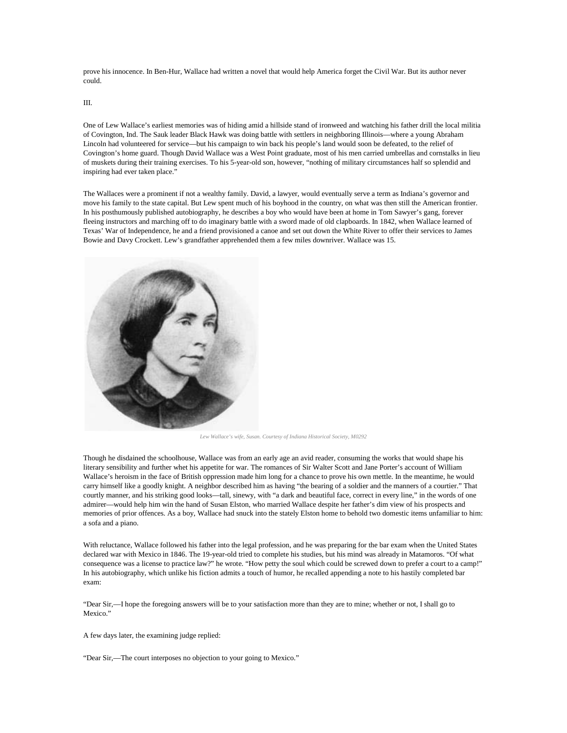prove his innocence. In Ben-Hur, Wallace had written a novel that would help America forget the Civil War. But its author never could.

III.

One of Lew Wallace's earliest memories was of hiding amid a hillside stand of ironweed and watching his father drill the local militia of Covington, Ind. The Sauk leader Black Hawk was doing battle with settlers in neighboring Illinois—where a young Abraham Lincoln had volunteered for service—but his campaign to win back his people's land would soon be defeated, to the relief of Covington's home guard. Though David Wallace was a West Point graduate, most of his men carried umbrellas and cornstalks in lieu of muskets during their training exercises. To his 5-year-old son, however, "nothing of military circumstances half so splendid and inspiring had ever taken place."

The Wallaces were a prominent if not a wealthy family. David, a lawyer, would eventually serve a term as Indiana's governor and move his family to the state capital. But Lew spent much of his boyhood in the country, on what was then still the American frontier. In his posthumously published autobiography, he describes a boy who would have been at home in Tom Sawyer's gang, forever fleeing instructors and marching off to do imaginary battle with a sword made of old clapboards. In 1842, when Wallace learned of Texas' War of Independence, he and a friend provisioned a canoe and set out down the White River to offer their services to James Bowie and Davy Crockett. Lew's grandfather apprehended them a few miles downriver. Wallace was 15.

*Lew Wallace's wife, Susan. Courtesy of Indiana Historical Society, M0292*

Though he disdained the schoolhouse, Wallace was from an early age an avid reader, consuming the works that would shape his literary sensibility and further whet his appetite for war. The romances of Sir Walter Scott and Jane Porter's account of William Wallace's heroism in the face of British oppression made him long for a chance to prove his own mettle. In the meantime, he would carry himself like a goodly knight. A neighbor described him as having "the bearing of a soldier and the manners of a courtier." That courtly manner, and his striking good looks—tall, sinewy, with "a dark and beautiful face, correct in every line," in the words of one admirer—would help him win the hand of Susan Elston, who married Wallace despite her father's dim view of his prospects and memories of prior offences. As a boy, Wallace had snuck into the stately Elston home to behold two domestic items unfamiliar to him: a sofa and a piano.

With reluctance, Wallace followed his father into the legal profession, and he was preparing for the bar exam when the United States declared war with Mexico in 1846. The 19-year-old tried to complete his studies, but his mind was already in Matamoros. "Of what consequence was a license to practice law?" he wrote. "How petty the soul which could be screwed down to prefer a court to a camp!" In his autobiography, which unlike his fiction admits a touch of humor, he recalled appending a note to his hastily completed bar exam:

"Dear Sir,—I hope the foregoing answers will be to your satisfaction more than they are to mine; whether or not, I shall go to Mexico."

A few days later, the examining judge replied:

"Dear Sir,—The court interposes no objection to your going to Mexico."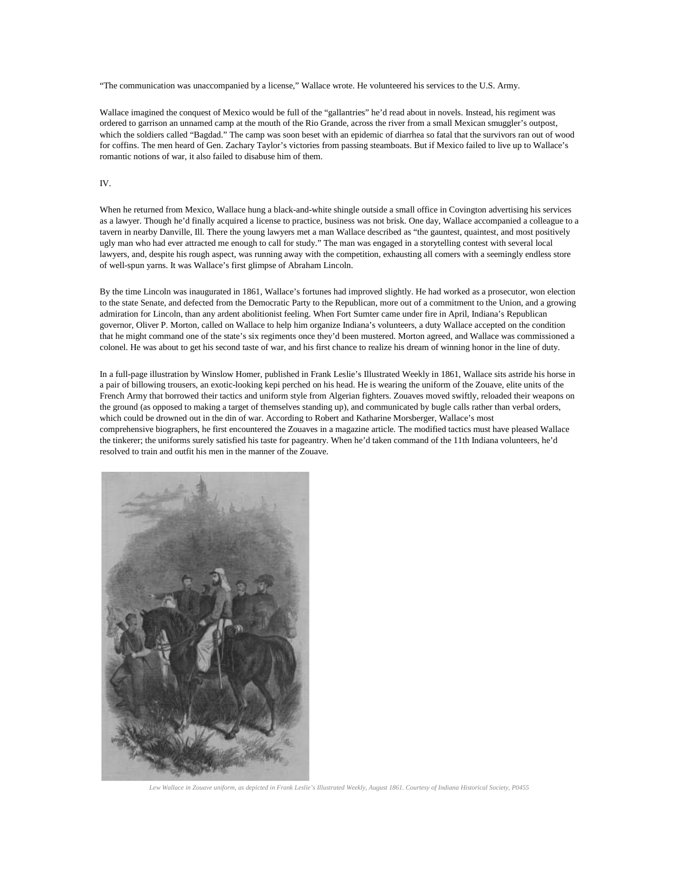"The communication was unaccompanied by a license," Wallace wrote. He volunteered his services to the U.S. Army.

Wallace imagined the conquest of Mexico would be full of the "gallantries" he'd read about in novels. Instead, his regiment was ordered to garrison an unnamed camp at the mouth of the Rio Grande, across the river from a small Mexican smuggler's outpost, which the soldiers called "Bagdad." The camp was soon beset with an epidemic of diarrhea so fatal that the survivors ran out of wood for coffins. The men heard of Gen. Zachary Taylor's victories from passing steamboats. But if Mexico failed to live up to Wallace's romantic notions of war, it also failed to disabuse him of them.

IV.

When he returned from Mexico, Wallace hung a black-and-white shingle outside a small office in Covington advertising his services as a lawyer. Though he'd finally acquired a license to practice, business was not brisk. One day, Wallace accompanied a colleague to a tavern in nearby Danville, Ill. There the young lawyers met a man Wallace described as "the gauntest, quaintest, and most positively ugly man who had ever attracted me enough to call for study." The man was engaged in a storytelling contest with several local lawyers, and, despite his rough aspect, was running away with the competition, exhausting all comers with a seemingly endless store of well-spun yarns. It was Wallace's first glimpse of Abraham Lincoln.

By the time Lincoln was inaugurated in 1861, Wallace's fortunes had improved slightly. He had worked as a prosecutor, won election to the state Senate, and defected from the Democratic Party to the Republican, more out of a commitment to the Union, and a growing admiration for Lincoln, than any ardent abolitionist feeling. When Fort Sumter came under fire in April, Indiana's Republican governor, Oliver P. Morton, called on Wallace to help him organize Indiana's volunteers, a duty Wallace accepted on the condition that he might command one of the state's six regiments once they'd been mustered. Morton agreed, and Wallace was commissioned a colonel. He was about to get his second taste of war, and his first chance to realize his dream of winning honor in the line of duty.

In a full-page illustration by Winslow Homer, published in Frank Leslie's Illustrated Weekly in 1861, Wallace sits astride his horse in a pair of billowing trousers, an exotic-looking kepi perched on his head. He is wearing the uniform of the Zouave, elite units of the French Army that borrowed their tactics and uniform style from Algerian fighters. Zouaves moved swiftly, reloaded their weapons on the ground (as opposed to making a target of themselves standing up), and communicated by bugle calls rather than verbal orders, which could be drowned out in the din of war. According to Robert and Katharine Morsberger, Wallace's most comprehensive biographers, he first encountered the Zouaves in a magazine article. The modified tactics must have pleased Wallace the tinkerer; the uniforms surely satisfied his taste for pageantry. When he'd taken command of the 11th Indiana volunteers, he'd resolved to train and outfit his men in the manner of the Zouave.

*Lew Wallace in Zouave uniform, as depicted in Frank Leslie's Illustrated Weekly, August 1861. Courtesy of Indiana Historical Society, P0455*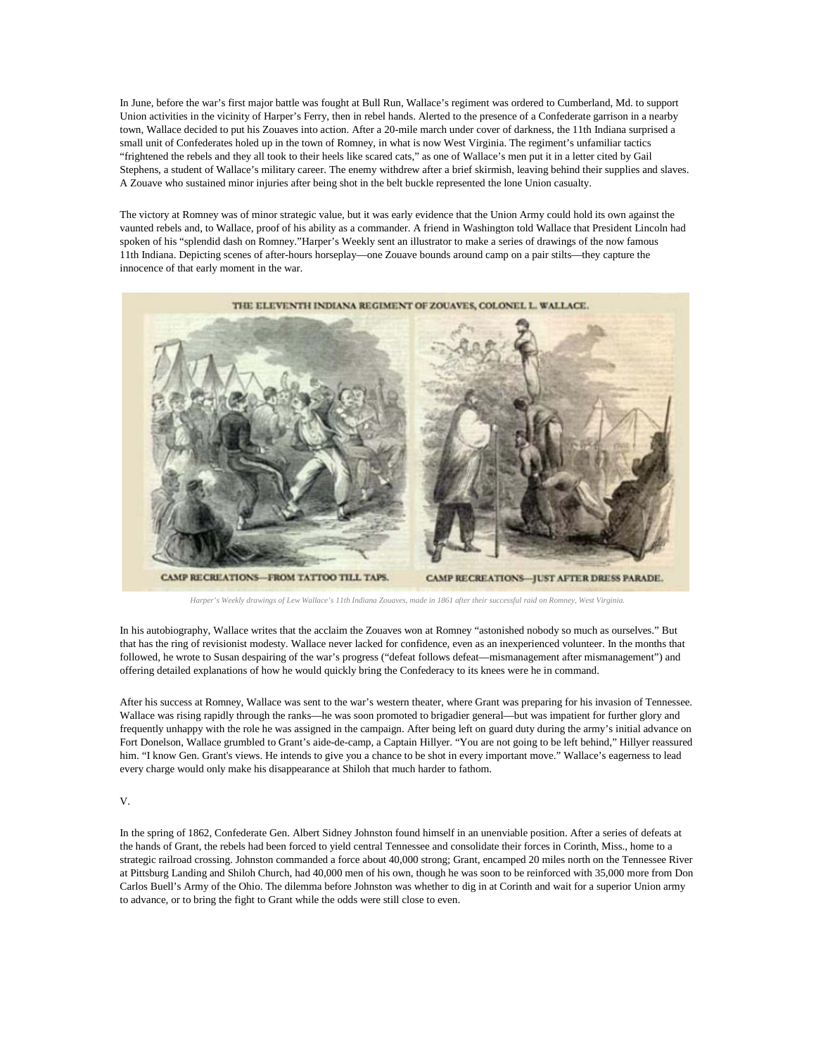In June, before the war's first major battle was fought at Bull Run, Wallace's regiment was ordered to Cumberland, Md. to support Union activities in the vicinity of Harper's Ferry, then in rebel hands. Alerted to the presence of a Confederate garrison in a nearby town, Wallace decided to put his Zouaves into action. After a 20-mile march under cover of darkness, the 11th Indiana surprised a small unit of Confederates holed up in the town of Romney, in what is now West Virginia. The regiment's unfamiliar tactics "frightened the rebels and they all took to their heels like scared cats," as one of Wallace's men put it in a letter cited by Gail Stephens, a student of Wallace's military career. The enemy withdrew after a brief skirmish, leaving behind their supplies and slaves. A Zouave who sustained minor injuries after being shot in the belt buckle represented the lone Union casualty.

The victory at Romney was of minor strategic value, but it was early evidence that the Union Army could hold its own against the vaunted rebels and, to Wallace, proof of his ability as a commander. A friend in Washington told Wallace that President Lincoln had spoken of his "splendid dash on Romney."Harper's Weekly sent an illustrator to make a series of drawings of the now famous 11th Indiana. Depicting scenes of after-hours horseplay—one Zouave bounds around camp on a pair stilts—they capture the innocence of that early moment in the war.

THE ELEVENTH INDIANA REGIMENT OF ZOUAVES, COLONEL L. WALLACE.

CAMP RECREATIONS—FROM TATTOO TILL TAPS. CAMP RECREATIONS—JUST AFTER DRESS PARADE.

*Harper's Weekly drawings of Lew Wallace's 11th Indiana Zouaves, made in 1861 after their successful raid on Romney, West Virginia.*

In his autobiography, Wallace writes that the acclaim the Zouaves won at Romney "astonished nobody so much as ourselves." But that has the ring of revisionist modesty. Wallace never lacked for confidence, even as an inexperienced volunteer. In the months that followed, he wrote to Susan despairing of the war's progress ("defeat follows defeat—mismanagement after mismanagement") and offering detailed explanations of how he would quickly bring the Confederacy to its knees were he in command.

After his success at Romney, Wallace was sent to the war's western theater, where Grant was preparing for his invasion of Tennessee. Wallace was rising rapidly through the ranks—he was soon promoted to brigadier general—but was impatient for further glory and frequently unhappy with the role he was assigned in the campaign. After being left on guard duty during the army's initial advance on Fort Donelson, Wallace grumbled to Grant's aide-de-camp, a Captain Hillyer. "You are not going to be left behind," Hillyer reassured him. "I know Gen. Grant's views. He intends to give you a chance to be shot in every important move." Wallace's eagerness to lead every charge would only make his disappearance at Shiloh that much harder to fathom.

V.

In the spring of 1862, Confederate Gen. Albert Sidney Johnston found himself in an unenviable position. After a series of defeats at the hands of Grant, the rebels had been forced to yield central Tennessee and consolidate their forces in Corinth, Miss., home to a strategic railroad crossing. Johnston commanded a force about 40,000 strong; Grant, encamped 20 miles north on the Tennessee River at Pittsburg Landing and Shiloh Church, had 40,000 men of his own, though he was soon to be reinforced with 35,000 more from Don Carlos Buell's Army of the Ohio. The dilemma before Johnston was whether to dig in at Corinth and wait for a superior Union army to advance, or to bring the fight to Grant while the odds were still close to even.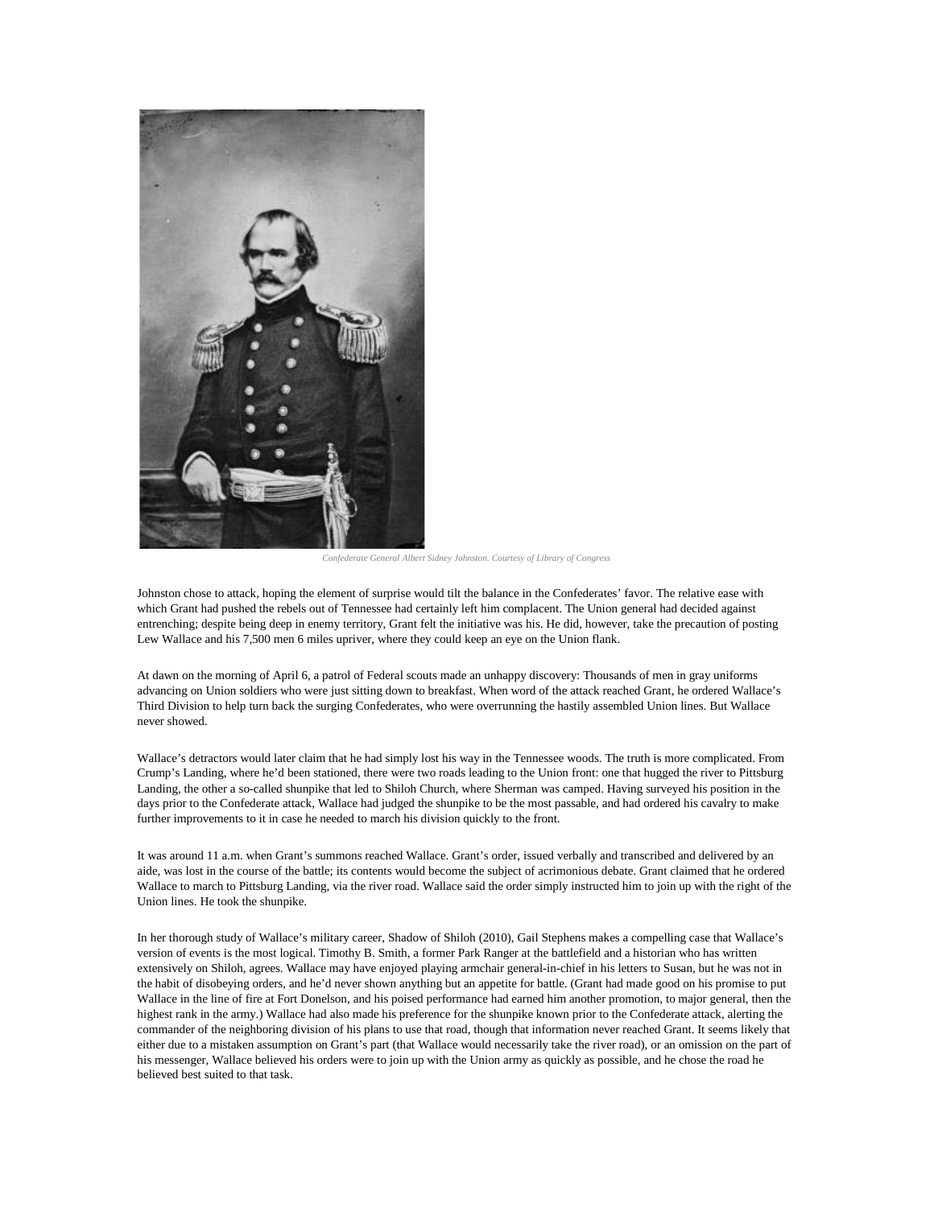*Confederate General Albert Sidney Johnston. Courtesy of Library of Congress*

Johnston chose to attack, hoping the element of surprise would tilt the balance in the Confederates' favor. The relative ease with which Grant had pushed the rebels out of Tennessee had certainly left him complacent. The Union general had decided against entrenching; despite being deep in enemy territory, Grant felt the initiative was his. He did, however, take the precaution of posting Lew Wallace and his 7,500 men 6 miles upriver, where they could keep an eye on the Union flank.

At dawn on the morning of April 6, a patrol of Federal scouts made an unhappy discovery: Thousands of men in gray uniforms advancing on Union soldiers who were just sitting down to breakfast. When word of the attack reached Grant, he ordered Wallace's Third Division to help turn back the surging Confederates, who were overrunning the hastily assembled Union lines. But Wallace never showed.

Wallace's detractors would later claim that he had simply lost his way in the Tennessee woods. The truth is more complicated. From Crump's Landing, where he'd been stationed, there were two roads leading to the Union front: one that hugged the river to Pittsburg Landing, the other a so-called shunpike that led to Shiloh Church, where Sherman was camped. Having surveyed his position in the days prior to the Confederate attack, Wallace had judged the shunpike to be the most passable, and had ordered his cavalry to make further improvements to it in case he needed to march his division quickly to the front.

It was around 11 a.m. when Grant's summons reached Wallace. Grant's order, issued verbally and transcribed and delivered by an aide, was lost in the course of the battle; its contents would become the subject of acrimonious debate. Grant claimed that he ordered Wallace to march to Pittsburg Landing, via the river road. Wallace said the order simply instructed him to join up with the right of the Union lines. He took the shunpike.

In her thorough study of Wallace's military career, Shadow of Shiloh (2010), Gail Stephens makes a compelling case that Wallace's version of events is the most logical. Timothy B. Smith, a former Park Ranger at the battlefield and a historian who has written extensively on Shiloh, agrees. Wallace may have enjoyed playing armchair general-in-chief in his letters to Susan, but he was not in the habit of disobeying orders, and he'd never shown anything but an appetite for battle. (Grant had made good on his promise to put Wallace in the line of fire at Fort Donelson, and his poised performance had earned him another promotion, to major general, then the highest rank in the army.) Wallace had also made his preference for the shunpike known prior to the Confederate attack, alerting the commander of the neighboring division of his plans to use that road, though that information never reached Grant. It seems likely that either due to a mistaken assumption on Grant's part (that Wallace would necessarily take the river road), or an omission on the part of his messenger, Wallace believed his orders were to join up with the Union army as quickly as possible, and he chose the road he believed best suited to that task.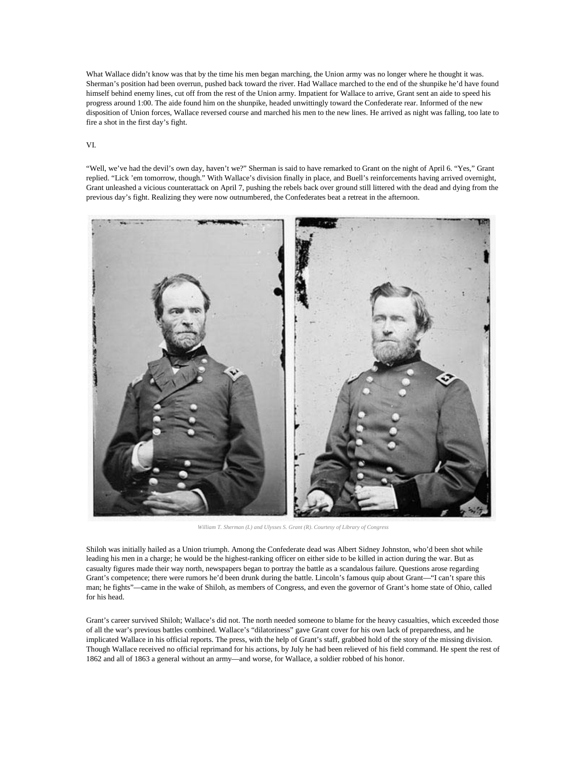What Wallace didn't know was that by the time his men began marching, the Union army was no longer where he thought it was. Sherman's position had been overrun, pushed back toward the river. Had Wallace marched to the end of the shunpike he'd have found himself behind enemy lines, cut off from the rest of the Union army. Impatient for Wallace to arrive, Grant sent an aide to speed his progress around 1:00. The aide found him on the shunpike, headed unwittingly toward the Confederate rear. Informed of the new disposition of Union forces, Wallace reversed course and marched his men to the new lines. He arrived as night was falling, too late to fire a shot in the first day's fight.

VI.

"Well, we've had the devil's own day, haven't we?" Sherman is said to have remarked to Grant on the night of April 6. "Yes," Grant replied. "Lick 'em tomorrow, though." With Wallace's division finally in place, and Buell's reinforcements having arrived overnight, Grant unleashed a vicious counterattack on April 7, pushing the rebels back over ground still littered with the dead and dying from the previous day's fight. Realizing they were now outnumbered, the Confederates beat a retreat in the afternoon.

*William T. Sherman (L) and Ulysses S. Grant (R). Courtesy of Library of Congress*

Shiloh was initially hailed as a Union triumph. Among the Confederate dead was Albert Sidney Johnston, who'd been shot while leading his men in a charge; he would be the highest-ranking officer on either side to be killed in action during the war. But as casualty figures made their way north, newspapers began to portray the battle as a scandalous failure. Questions arose regarding Grant's competence; there were rumors he'd been drunk during the battle. Lincoln's famous quip about Grant—"I can't spare this man; he fights"—came in the wake of Shiloh, as members of Congress, and even the governor of Grant's home state of Ohio, called for his head.

Grant's career survived Shiloh; Wallace's did not. The north needed someone to blame for the heavy casualties, which exceeded those of all the war's previous battles combined. Wallace's "dilatoriness" gave Grant cover for his own lack of preparedness, and he implicated Wallace in his official reports. The press, with the help of Grant's staff, grabbed hold of the story of the missing division. Though Wallace received no official reprimand for his actions, by July he had been relieved of his field command. He spent the rest of 1862 and all of 1863 a general without an army—and worse, for Wallace, a soldier robbed of his honor.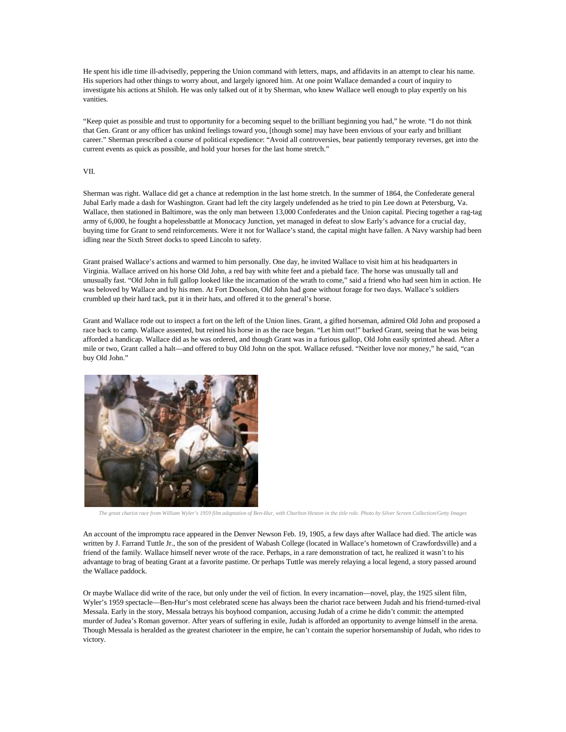He spent his idle time ill-advisedly, peppering the Union command with letters, maps, and affidavits in an attempt to clear his name. His superiors had other things to worry about, and largely ignored him. At one point Wallace demanded a court of inquiry to investigate his actions at Shiloh. He was only talked out of it by Sherman, who knew Wallace well enough to play expertly on his vanities.

"Keep quiet as possible and trust to opportunity for a becoming sequel to the brilliant beginning you had," he wrote. "I do not think that Gen. Grant or any officer has unkind feelings toward you, [though some] may have been envious of your early and brilliant career." Sherman prescribed a course of political expedience: "Avoid all controversies, bear patiently temporary reverses, get into the current events as quick as possible, and hold your horses for the last home stretch."

VII.

Sherman was right. Wallace did get a chance at redemption in the last home stretch. In the summer of 1864, the Confederate general Jubal Early made a dash for Washington. Grant had left the city largely undefended as he tried to pin Lee down at Petersburg, Va. Wallace, then stationed in Baltimore, was the only man between 13,000 Confederates and the Union capital. Piecing together a rag-tag army of 6,000, he fought a hopelessbattle at Monocacy Junction, yet managed in defeat to slow Early's advance for a crucial day, buying time for Grant to send reinforcements. Were it not for Wallace's stand, the capital might have fallen. A Navy warship had been idling near the Sixth Street docks to speed Lincoln to safety.

Grant praised Wallace's actions and warmed to him personally. One day, he invited Wallace to visit him at his headquarters in Virginia. Wallace arrived on his horse Old John, a red bay with white feet and a piebald face. The horse was unusually tall and unusually fast. "Old John in full gallop looked like the incarnation of the wrath to come," said a friend who had seen him in action. He was beloved by Wallace and by his men. At Fort Donelson, Old John had gone without forage for two days. Wallace's soldiers crumbled up their hard tack, put it in their hats, and offered it to the general's horse.

Grant and Wallace rode out to inspect a fort on the left of the Union lines. Grant, a gifted horseman, admired Old John and proposed a race back to camp. Wallace assented, but reined his horse in as the race began. "Let him out!" barked Grant, seeing that he was being afforded a handicap. Wallace did as he was ordered, and though Grant was in a furious gallop, Old John easily sprinted ahead. After a mile or two, Grant called a halt—and offered to buy Old John on the spot. Wallace refused. "Neither love nor money," he said, "can buy Old John."

*The great chariot race from William Wyler's 1959 film adaptation of Ben-Hur, with Charlton Heston in the title role. Photo by Silver Screen Collection/Getty Images*

An account of the impromptu race appeared in the Denver Newson Feb. 19, 1905, a few days after Wallace had died. The article was written by J. Farrand Tuttle Jr., the son of the president of Wabash College (located in Wallace's hometown of Crawfordsville) and a friend of the family. Wallace himself never wrote of the race. Perhaps, in a rare demonstration of tact, he realized it wasn't to his advantage to brag of beating Grant at a favorite pastime. Or perhaps Tuttle was merely relaying a local legend, a story passed around the Wallace paddock.

Or maybe Wallace did write of the race, but only under the veil of fiction. In every incarnation—novel, play, the 1925 silent film, Wyler's 1959 spectacle—Ben-Hur's most celebrated scene has always been the chariot race between Judah and his friend-turned-rival Messala. Early in the story, Messala betrays his boyhood companion, accusing Judah of a crime he didn't commit: the attempted murder of Judea's Roman governor. After years of suffering in exile, Judah is afforded an opportunity to avenge himself in the arena. Though Messala is heralded as the greatest charioteer in the empire, he can't contain the superior horsemanship of Judah, who rides to victory.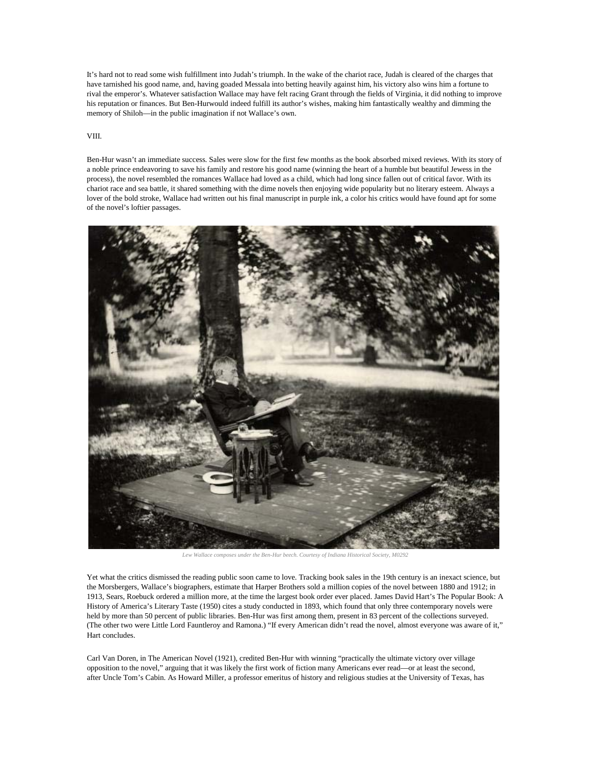It's hard not to read some wish fulfillment into Judah's triumph. In the wake of the chariot race, Judah is cleared of the charges that have tarnished his good name, and, having goaded Messala into betting heavily against him, his victory also wins him a fortune to rival the emperor's. Whatever satisfaction Wallace may have felt racing Grant through the fields of Virginia, it did nothing to improve his reputation or finances. But Ben-Hurwould indeed fulfill its author's wishes, making him fantastically wealthy and dimming the memory of Shiloh—in the public imagination if not Wallace's own.

VIII.

Ben-Hur wasn't an immediate success. Sales were slow for the first few months as the book absorbed mixed reviews. With its story of a noble prince endeavoring to save his family and restore his good name (winning the heart of a humble but beautiful Jewess in the process), the novel resembled the romances Wallace had loved as a child, which had long since fallen out of critical favor. With its chariot race and sea battle, it shared something with the dime novels then enjoying wide popularity but no literary esteem. Always a lover of the bold stroke, Wallace had written out his final manuscript in purple ink, a color his critics would have found apt for some of the novel's loftier passages.

*Lew Wallace composes under the Ben-Hur beech. Courtesy of Indiana Historical Society, M0292*

Yet what the critics dismissed the reading public soon came to love. Tracking book sales in the 19th century is an inexact science, but the Morsbergers, Wallace's biographers, estimate that Harper Brothers sold a million copies of the novel between 1880 and 1912; in 1913, Sears, Roebuck ordered a million more, at the time the largest book order ever placed. James David Hart's The Popular Book: A History of America's Literary Taste (1950) cites a study conducted in 1893, which found that only three contemporary novels were held by more than 50 percent of public libraries. Ben-Hur was first among them, present in 83 percent of the collections surveyed. (The other two were Little Lord Fauntleroy and Ramona.) "If every American didn't read the novel, almost everyone was aware of it," Hart concludes.

Carl Van Doren, in The American Novel (1921), credited Ben-Hur with winning "practically the ultimate victory over village opposition to the novel," arguing that it was likely the first work of fiction many Americans ever read—or at least the second, after Uncle Tom's Cabin. As Howard Miller, a professor emeritus of history and religious studies at the University of Texas, has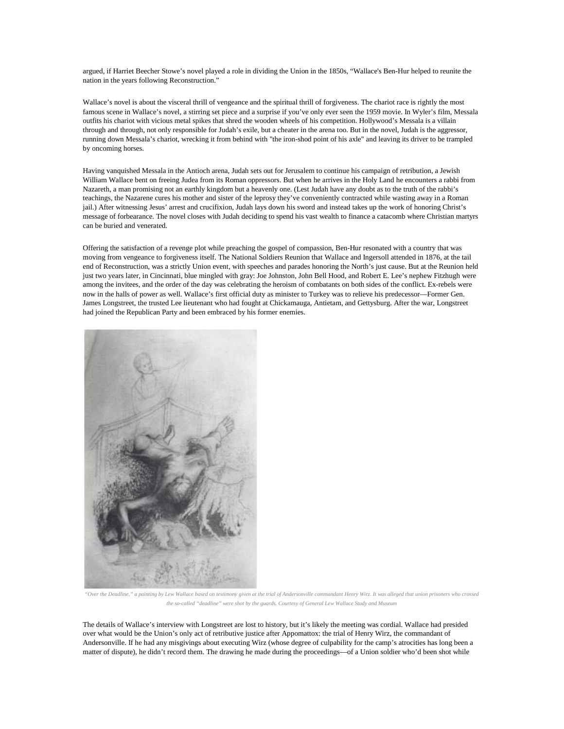argued, if Harriet Beecher Stowe's novel played a role in dividing the Union in the 1850s, "Wallace's Ben-Hur helped to reunite the nation in the years following Reconstruction."

Wallace's novel is about the visceral thrill of vengeance and the spiritual thrill of forgiveness. The chariot race is rightly the most famous scene in Wallace's novel, a stirring set piece and a surprise if you've only ever seen the 1959 movie. In Wyler's film, Messala outfits his chariot with vicious metal spikes that shred the wooden wheels of his competition. Hollywood's Messala is a villain through and through, not only responsible for Judah's exile, but a cheater in the arena too. But in the novel, Judah is the aggressor, running down Messala's chariot, wrecking it from behind with "the iron-shod point of his axle" and leaving its driver to be trampled by oncoming horses.

Having vanquished Messala in the Antioch arena, Judah sets out for Jerusalem to continue his campaign of retribution, a Jewish William Wallace bent on freeing Judea from its Roman oppressors. But when he arrives in the Holy Land he encounters a rabbi from Nazareth, a man promising not an earthly kingdom but a heavenly one. (Lest Judah have any doubt as to the truth of the rabbi's teachings, the Nazarene cures his mother and sister of the leprosy they've conveniently contracted while wasting away in a Roman jail.) After witnessing Jesus' arrest and crucifixion, Judah lays down his sword and instead takes up the work of honoring Christ's message of forbearance. The novel closes with Judah deciding to spend his vast wealth to finance a catacomb where Christian martyrs can be buried and venerated.

Offering the satisfaction of a revenge plot while preaching the gospel of compassion, Ben-Hur resonated with a country that was moving from vengeance to forgiveness itself. The National Soldiers Reunion that Wallace and Ingersoll attended in 1876, at the tail end of Reconstruction, was a strictly Union event, with speeches and parades honoring the North's just cause. But at the Reunion held just two years later, in Cincinnati, blue mingled with gray: Joe Johnston, John Bell Hood, and Robert E. Lee's nephew Fitzhugh were among the invitees, and the order of the day was celebrating the heroism of combatants on both sides of the conflict. Ex-rebels were now in the halls of power as well. Wallace's first official duty as minister to Turkey was to relieve his predecessor—Former Gen. James Longstreet, the trusted Lee lieutenant who had fought at Chickamauga, Antietam, and Gettysburg. After the war, Longstreet had joined the Republican Party and been embraced by his former enemies.

*"Over the Deadline," a painting by Lew Wallace based on testimony given at the trial of Andersonville commandant Henry Wirz. It was alleged that union prisoners who crossed the so-called "deadline" were shot by the guards. Courtesy of General Lew Wallace Study and Museum*

The details of Wallace's interview with Longstreet are lost to history, but it's likely the meeting was cordial. Wallace had presided over what would be the Union's only act of retributive justice after Appomattox: the trial of Henry Wirz, the commandant of Andersonville. If he had any misgivings about executing Wirz (whose degree of culpability for the camp's atrocities has long been a matter of dispute), he didn't record them. The drawing he made during the proceedings—of a Union soldier who'd been shot while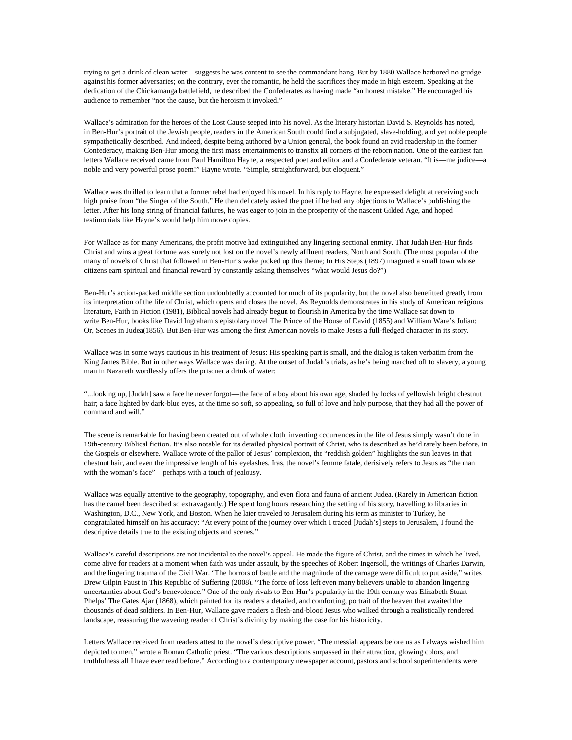trying to get a drink of clean water—suggests he was content to see the commandant hang. But by 1880 Wallace harbored no grudge against his former adversaries; on the contrary, ever the romantic, he held the sacrifices they made in high esteem. Speaking at the dedication of the Chickamauga battlefield, he described the Confederates as having made "an honest mistake." He encouraged his audience to remember "not the cause, but the heroism it invoked."

Wallace's admiration for the heroes of the Lost Cause seeped into his novel. As the literary historian David S. Reynolds has noted, in Ben-Hur's portrait of the Jewish people, readers in the American South could find a subjugated, slave-holding, and yet noble people sympathetically described. And indeed, despite being authored by a Union general, the book found an avid readership in the former Confederacy, making Ben-Hur among the first mass entertainments to transfix all corners of the reborn nation. One of the earliest fan letters Wallace received came from Paul Hamilton Hayne, a respected poet and editor and a Confederate veteran. "It is—me judice—a noble and very powerful prose poem!" Hayne wrote. "Simple, straightforward, but eloquent."

Wallace was thrilled to learn that a former rebel had enjoyed his novel. In his reply to Hayne, he expressed delight at receiving such high praise from "the Singer of the South." He then delicately asked the poet if he had any objections to Wallace's publishing the letter. After his long string of financial failures, he was eager to join in the prosperity of the nascent Gilded Age, and hoped testimonials like Hayne's would help him move copies.

For Wallace as for many Americans, the profit motive had extinguished any lingering sectional enmity. That Judah Ben-Hur finds Christ and wins a great fortune was surely not lost on the novel's newly affluent readers, North and South. (The most popular of the many of novels of Christ that followed in Ben-Hur's wake picked up this theme; In His Steps (1897) imagined a small town whose citizens earn spiritual and financial reward by constantly asking themselves "what would Jesus do?")

Ben-Hur's action-packed middle section undoubtedly accounted for much of its popularity, but the novel also benefitted greatly from its interpretation of the life of Christ, which opens and closes the novel. As Reynolds demonstrates in his study of American religious literature, Faith in Fiction (1981), Biblical novels had already begun to flourish in America by the time Wallace sat down to write Ben-Hur, books like David Ingraham's epistolary novel The Prince of the House of David (1855) and William Ware's Julian: Or, Scenes in Judea(1856). But Ben-Hur was among the first American novels to make Jesus a full-fledged character in its story.

Wallace was in some ways cautious in his treatment of Jesus: His speaking part is small, and the dialog is taken verbatim from the King James Bible. But in other ways Wallace was daring. At the outset of Judah's trials, as he's being marched off to slavery, a young man in Nazareth wordlessly offers the prisoner a drink of water:

"...looking up, [Judah] saw a face he never forgot—the face of a boy about his own age, shaded by locks of yellowish bright chestnut hair; a face lighted by dark-blue eyes, at the time so soft, so appealing, so full of love and holy purpose, that they had all the power of command and will."

The scene is remarkable for having been created out of whole cloth; inventing occurrences in the life of Jesus simply wasn't done in 19th-century Biblical fiction. It's also notable for its detailed physical portrait of Christ, who is described as he'd rarely been before, in the Gospels or elsewhere. Wallace wrote of the pallor of Jesus' complexion, the "reddish golden" highlights the sun leaves in that chestnut hair, and even the impressive length of his eyelashes. Iras, the novel's femme fatale, derisively refers to Jesus as "the man with the woman's face"—perhaps with a touch of jealousy.

Wallace was equally attentive to the geography, topography, and even flora and fauna of ancient Judea. (Rarely in American fiction has the camel been described so extravagantly.) He spent long hours researching the setting of his story, travelling to libraries in Washington, D.C., New York, and Boston. When he later traveled to Jerusalem during his term as minister to Turkey, he congratulated himself on his accuracy: "At every point of the journey over which I traced [Judah's] steps to Jerusalem, I found the descriptive details true to the existing objects and scenes."

Wallace's careful descriptions are not incidental to the novel's appeal. He made the figure of Christ, and the times in which he lived, come alive for readers at a moment when faith was under assault, by the speeches of Robert Ingersoll, the writings of Charles Darwin, and the lingering trauma of the Civil War. "The horrors of battle and the magnitude of the carnage were difficult to put aside," writes Drew Gilpin Faust in This Republic of Suffering (2008). "The force of loss left even many believers unable to abandon lingering uncertainties about God's benevolence." One of the only rivals to Ben-Hur's popularity in the 19th century was Elizabeth Stuart Phelps' The Gates Ajar (1868), which painted for its readers a detailed, and comforting, portrait of the heaven that awaited the thousands of dead soldiers. In Ben-Hur, Wallace gave readers a flesh-and-blood Jesus who walked through a realistically rendered landscape, reassuring the wavering reader of Christ's divinity by making the case for his historicity.

Letters Wallace received from readers attest to the novel's descriptive power. "The messiah appears before us as I always wished him depicted to men," wrote a Roman Catholic priest. "The various descriptions surpassed in their attraction, glowing colors, and truthfulness all I have ever read before." According to a contemporary newspaper account, pastors and school superintendents were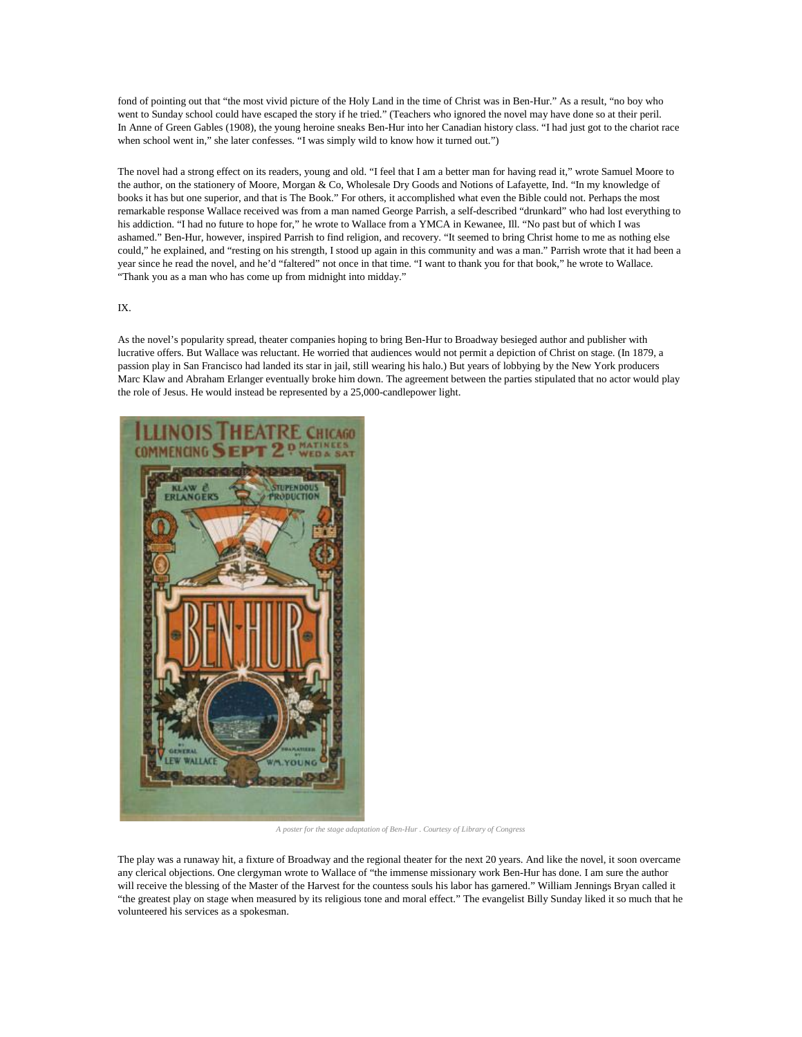fond of pointing out that “the most vivid picture of the Holy Land in the time of Christ was in Ben-Hur.” As a result, “no boy who went to Sunday school could have escaped the story if he tried.” (Teachers who ignored the novel may have done so at their peril. In Anne of Green Gables (1908), the young heroine sneaks Ben-Hur into her Canadian history class. “I had just got to the chariot race when school went in,” she later confesses. “I was simply wild to know how it turned out.”)

The novel had a strong effect on its readers, young and old. “I feel that I am a better man for having read it,” wrote Samuel Moore to the author, on the stationery of Moore, Morgan & Co, Wholesale Dry Goods and Notions of Lafayette, Ind. “In my knowledge of books it has but one superior, and that is The Book.” For others, it accomplished what even the Bible could not. Perhaps the most remarkable response Wallace received was from a man named George Parrish, a self-described “drunkard” who had lost everything to his addiction. “I had no future to hope for,” he wrote to Wallace from a YMCA in Kewanee, Ill. “No past but of which I was ashamed.” Ben-Hur, however, inspired Parrish to find religion, and recovery. “It seemed to bring Christ home to me as nothing else could,” he explained, and “resting on his strength, I stood up again in this community and was a man.” Parrish wrote that it had been a year since he read the novel, and he’d “faltered” not once in that time. “I want to thank you for that book,” he wrote to Wallace. “Thank you as a man who has come up from midnight into midday.”

## IX.

As the novel’s popularity spread, theater companies hoping to bring Ben-Hur to Broadway besieged author and publisher with lucrative offers. But Wallace was reluctant. He worried that audiences would not permit a depiction of Christ on stage. (In 1879, a passion play in San Francisco had landed its star in jail, still wearing his halo.) But years of lobbying by the New York producers Marc Klaw and Abraham Erlanger eventually broke him down. The agreement between the parties stipulated that no actor would play the role of Jesus. He would instead be represented by a 25,000-candlepower light.

*A poster for the stage adaptation of Ben-Hur . Courtesy of Library of Congress*

The play was a runaway hit, a fixture of Broadway and the regional theater for the next 20 years. And like the novel, it soon overcame any clerical objections. One clergyman wrote to Wallace of “the immense missionary work Ben-Hur has done. I am sure the author will receive the blessing of the Master of the Harvest for the countless souls his labor has garnered.” William Jennings Bryan called it “the greatest play on stage when measured by its religious tone and moral effect.” The evangelist Billy Sunday liked it so much that he volunteered his services as a spokesman.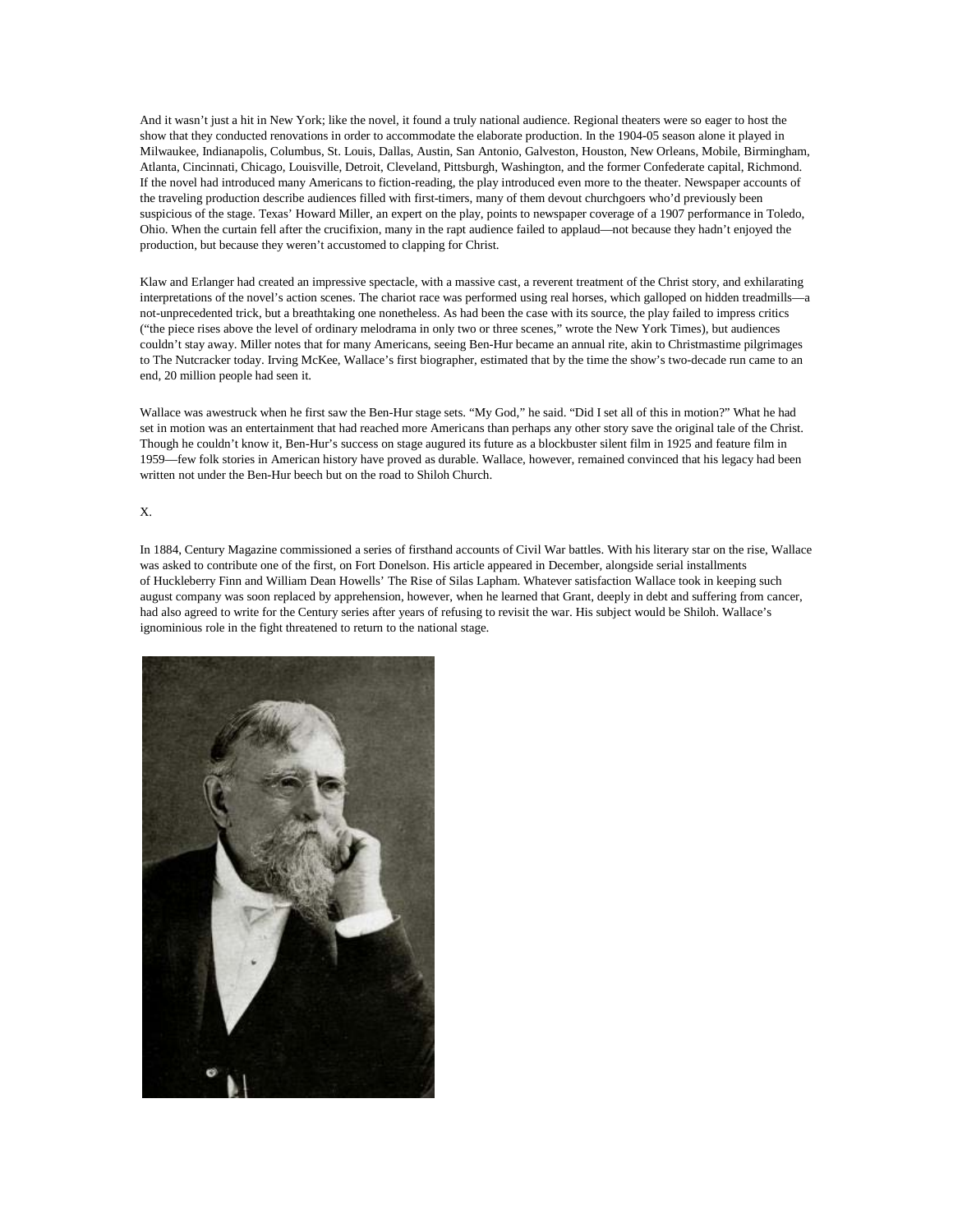And it wasn't just a hit in New York; like the novel, it found a truly national audience. Regional theaters were so eager to host the show that they conducted renovations in order to accommodate the elaborate production. In the 1904-05 season alone it played in Milwaukee, Indianapolis, Columbus, St. Louis, Dallas, Austin, San Antonio, Galveston, Houston, New Orleans, Mobile, Birmingham, Atlanta, Cincinnati, Chicago, Louisville, Detroit, Cleveland, Pittsburgh, Washington, and the former Confederate capital, Richmond. If the novel had introduced many Americans to fiction-reading, the play introduced even more to the theater. Newspaper accounts of the traveling production describe audiences filled with first-timers, many of them devout churchgoers who'd previously been suspicious of the stage. Texas' Howard Miller, an expert on the play, points to newspaper coverage of a 1907 performance in Toledo, Ohio. When the curtain fell after the crucifixion, many in the rapt audience failed to applaud—not because they hadn't enjoyed the production, but because they weren't accustomed to clapping for Christ.

Klaw and Erlanger had created an impressive spectacle, with a massive cast, a reverent treatment of the Christ story, and exhilarating interpretations of the novel's action scenes. The chariot race was performed using real horses, which galloped on hidden treadmills—a not-unprecedented trick, but a breathtaking one nonetheless. As had been the case with its source, the play failed to impress critics ("the piece rises above the level of ordinary melodrama in only two or three scenes," wrote the New York Times), but audiences couldn't stay away. Miller notes that for many Americans, seeing Ben-Hur became an annual rite, akin to Christmastime pilgrimages to The Nutcracker today. Irving McKee, Wallace's first biographer, estimated that by the time the show's two-decade run came to an end, 20 million people had seen it.

Wallace was awestruck when he first saw the Ben-Hur stage sets. "My God," he said. "Did I set all of this in motion?" What he had set in motion was an entertainment that had reached more Americans than perhaps any other story save the original tale of the Christ. Though he couldn't know it, Ben-Hur's success on stage augured its future as a blockbuster silent film in 1925 and feature film in 1959—few folk stories in American history have proved as durable. Wallace, however, remained convinced that his legacy had been written not under the Ben-Hur beech but on the road to Shiloh Church.

X.

In 1884, Century Magazine commissioned a series of firsthand accounts of Civil War battles. With his literary star on the rise, Wallace was asked to contribute one of the first, on Fort Donelson. His article appeared in December, alongside serial installments of Huckleberry Finn and William Dean Howells' The Rise of Silas Lapham. Whatever satisfaction Wallace took in keeping such august company was soon replaced by apprehension, however, when he learned that Grant, deeply in debt and suffering from cancer, had also agreed to write for the Century series after years of refusing to revisit the war. His subject would be Shiloh. Wallace's ignominious role in the fight threatened to return to the national stage.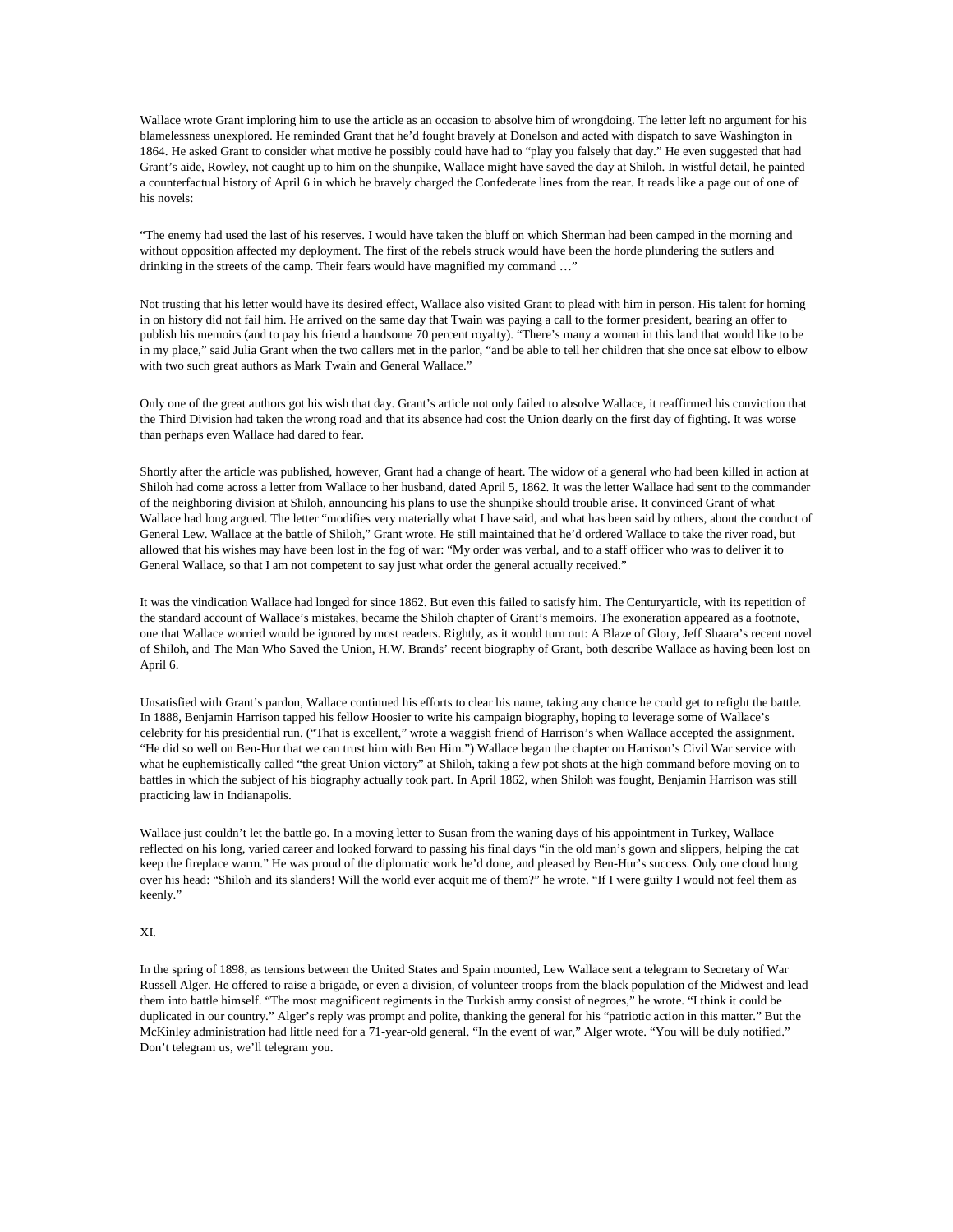Wallace wrote Grant imploring him to use the article as an occasion to absolve him of wrongdoing. The letter left no argument for his blamelessness unexplored. He reminded Grant that he'd fought bravely at Donelson and acted with dispatch to save Washington in 1864. He asked Grant to consider what motive he possibly could have had to "play you falsely that day." He even suggested that had Grant's aide, Rowley, not caught up to him on the shunpike, Wallace might have saved the day at Shiloh. In wistful detail, he painted a counterfactual history of April 6 in which he bravely charged the Confederate lines from the rear. It reads like a page out of one of his novels:

"The enemy had used the last of his reserves. I would have taken the bluff on which Sherman had been camped in the morning and without opposition affected my deployment. The first of the rebels struck would have been the horde plundering the sutlers and drinking in the streets of the camp. Their fears would have magnified my command …"

Not trusting that his letter would have its desired effect, Wallace also visited Grant to plead with him in person. His talent for horning in on history did not fail him. He arrived on the same day that Twain was paying a call to the former president, bearing an offer to publish his memoirs (and to pay his friend a handsome 70 percent royalty). "There's many a woman in this land that would like to be in my place," said Julia Grant when the two callers met in the parlor, "and be able to tell her children that she once sat elbow to elbow with two such great authors as Mark Twain and General Wallace."

Only one of the great authors got his wish that day. Grant's article not only failed to absolve Wallace, it reaffirmed his conviction that the Third Division had taken the wrong road and that its absence had cost the Union dearly on the first day of fighting. It was worse than perhaps even Wallace had dared to fear.

Shortly after the article was published, however, Grant had a change of heart. The widow of a general who had been killed in action at Shiloh had come across a letter from Wallace to her husband, dated April 5, 1862. It was the letter Wallace had sent to the commander of the neighboring division at Shiloh, announcing his plans to use the shunpike should trouble arise. It convinced Grant of what Wallace had long argued. The letter "modifies very materially what I have said, and what has been said by others, about the conduct of General Lew. Wallace at the battle of Shiloh," Grant wrote. He still maintained that he'd ordered Wallace to take the river road, but allowed that his wishes may have been lost in the fog of war: "My order was verbal, and to a staff officer who was to deliver it to General Wallace, so that I am not competent to say just what order the general actually received."

It was the vindication Wallace had longed for since 1862. But even this failed to satisfy him. The Centuryarticle, with its repetition of the standard account of Wallace's mistakes, became the Shiloh chapter of Grant's memoirs. The exoneration appeared as a footnote, one that Wallace worried would be ignored by most readers. Rightly, as it would turn out: A Blaze of Glory, Jeff Shaara's recent novel of Shiloh, and The Man Who Saved the Union, H.W. Brands' recent biography of Grant, both describe Wallace as having been lost on April 6.

Unsatisfied with Grant's pardon, Wallace continued his efforts to clear his name, taking any chance he could get to refight the battle. In 1888, Benjamin Harrison tapped his fellow Hoosier to write his campaign biography, hoping to leverage some of Wallace's celebrity for his presidential run. ("That is excellent," wrote a waggish friend of Harrison's when Wallace accepted the assignment. "He did so well on Ben-Hur that we can trust him with Ben Him.") Wallace began the chapter on Harrison's Civil War service with what he euphemistically called "the great Union victory" at Shiloh, taking a few pot shots at the high command before moving on to battles in which the subject of his biography actually took part. In April 1862, when Shiloh was fought, Benjamin Harrison was still practicing law in Indianapolis.

Wallace just couldn't let the battle go. In a moving letter to Susan from the waning days of his appointment in Turkey, Wallace reflected on his long, varied career and looked forward to passing his final days "in the old man's gown and slippers, helping the cat keep the fireplace warm." He was proud of the diplomatic work he'd done, and pleased by Ben-Hur's success. Only one cloud hung over his head: "Shiloh and its slanders! Will the world ever acquit me of them?" he wrote. "If I were guilty I would not feel them as keenly."

## XI.

In the spring of 1898, as tensions between the United States and Spain mounted, Lew Wallace sent a telegram to Secretary of War Russell Alger. He offered to raise a brigade, or even a division, of volunteer troops from the black population of the Midwest and lead them into battle himself. "The most magnificent regiments in the Turkish army consist of negroes," he wrote. "I think it could be duplicated in our country." Alger's reply was prompt and polite, thanking the general for his "patriotic action in this matter." But the McKinley administration had little need for a 71-year-old general. "In the event of war," Alger wrote. "You will be duly notified." Don't telegram us, we'll telegram you.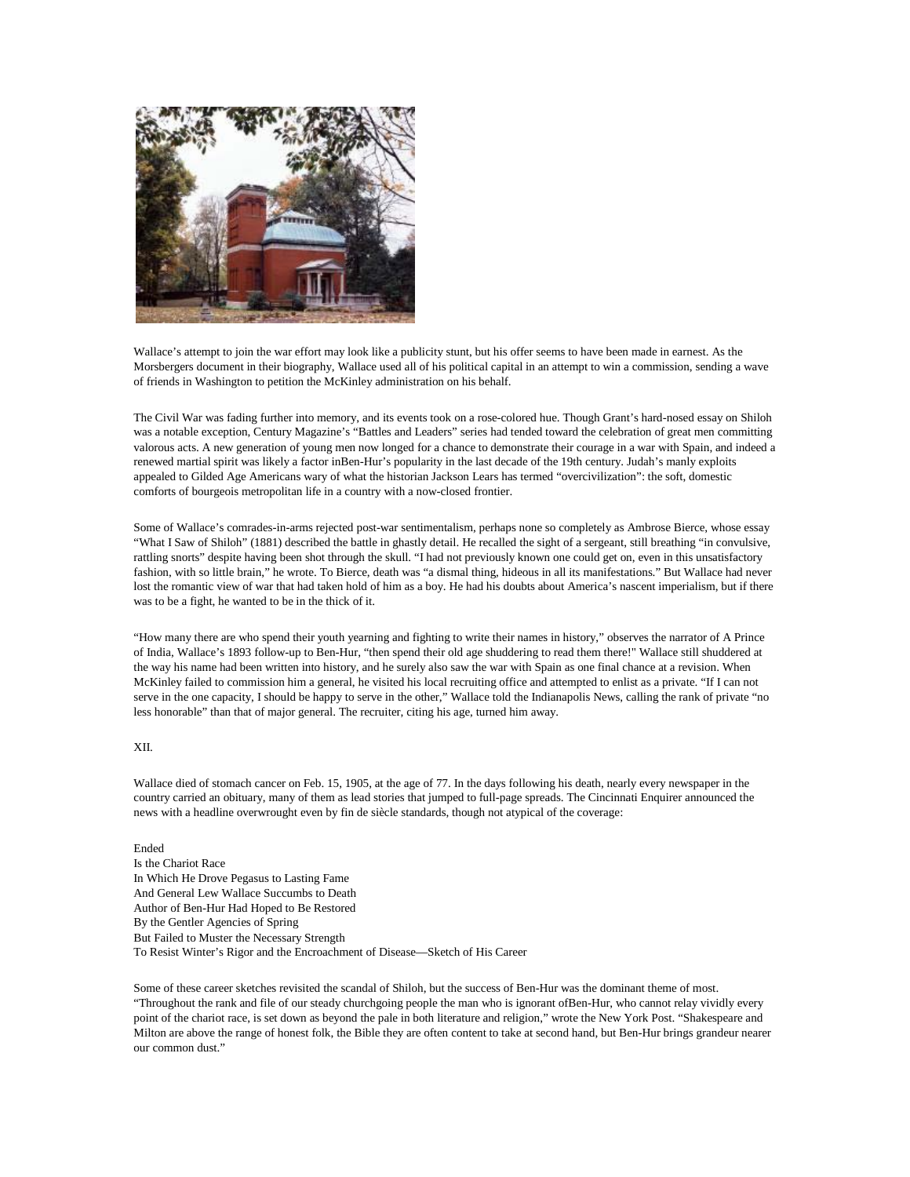Wallace's attempt to join the war effort may look like a publicity stunt, but his offer seems to have been made in earnest. As the Morsbergers document in their biography, Wallace used all of his political capital in an attempt to win a commission, sending a wave of friends in Washington to petition the McKinley administration on his behalf.

The Civil War was fading further into memory, and its events took on a rose-colored hue. Though Grant's hard-nosed essay on Shiloh was a notable exception, Century Magazine's "Battles and Leaders" series had tended toward the celebration of great men committing valorous acts. A new generation of young men now longed for a chance to demonstrate their courage in a war with Spain, and indeed a renewed martial spirit was likely a factor inBen-Hur's popularity in the last decade of the 19th century. Judah's manly exploits appealed to Gilded Age Americans wary of what the historian Jackson Lears has termed "overcivilization": the soft, domestic comforts of bourgeois metropolitan life in a country with a now-closed frontier.

Some of Wallace's comrades-in-arms rejected post-war sentimentalism, perhaps none so completely as Ambrose Bierce, whose essay "What I Saw of Shiloh" (1881) described the battle in ghastly detail. He recalled the sight of a sergeant, still breathing "in convulsive, rattling snorts" despite having been shot through the skull. "I had not previously known one could get on, even in this unsatisfactory fashion, with so little brain," he wrote. To Bierce, death was "a dismal thing, hideous in all its manifestations." But Wallace had never lost the romantic view of war that had taken hold of him as a boy. He had his doubts about America's nascent imperialism, but if there was to be a fight, he wanted to be in the thick of it.

"How many there are who spend their youth yearning and fighting to write their names in history," observes the narrator of A Prince of India, Wallace's 1893 follow-up to Ben-Hur, "then spend their old age shuddering to read them there!" Wallace still shuddered at the way his name had been written into history, and he surely also saw the war with Spain as one final chance at a revision. When McKinley failed to commission him a general, he visited his local recruiting office and attempted to enlist as a private. "If I can not serve in the one capacity, I should be happy to serve in the other," Wallace told the Indianapolis News, calling the rank of private "no less honorable" than that of major general. The recruiter, citing his age, turned him away.

## XII.

Wallace died of stomach cancer on Feb. 15, 1905, at the age of 77. In the days following his death, nearly every newspaper in the country carried an obituary, many of them as lead stories that jumped to full-page spreads. The Cincinnati Enquirer announced the news with a headline overwrought even by fin de siècle standards, though not atypical of the coverage:

Ended  
Is the Chariot Race  
In Which He Drove Pegasus to Lasting Fame  
And General Lew Wallace Succumbs to Death  
Author of Ben-Hur Had Hoped to Be Restored  
By the Gentler Agencies of Spring  
But Failed to Muster the Necessary Strength  
To Resist Winter's Rigor and the Encroachment of Disease—Sketch of His Career

Some of these career sketches revisited the scandal of Shiloh, but the success of Ben-Hur was the dominant theme of most. "Throughout the rank and file of our steady churchgoing people the man who is ignorant ofBen-Hur, who cannot relay vividly every point of the chariot race, is set down as beyond the pale in both literature and religion," wrote the New York Post. "Shakespeare and Milton are above the range of honest folk, the Bible they are often content to take at second hand, but Ben-Hur brings grandeur nearer our common dust."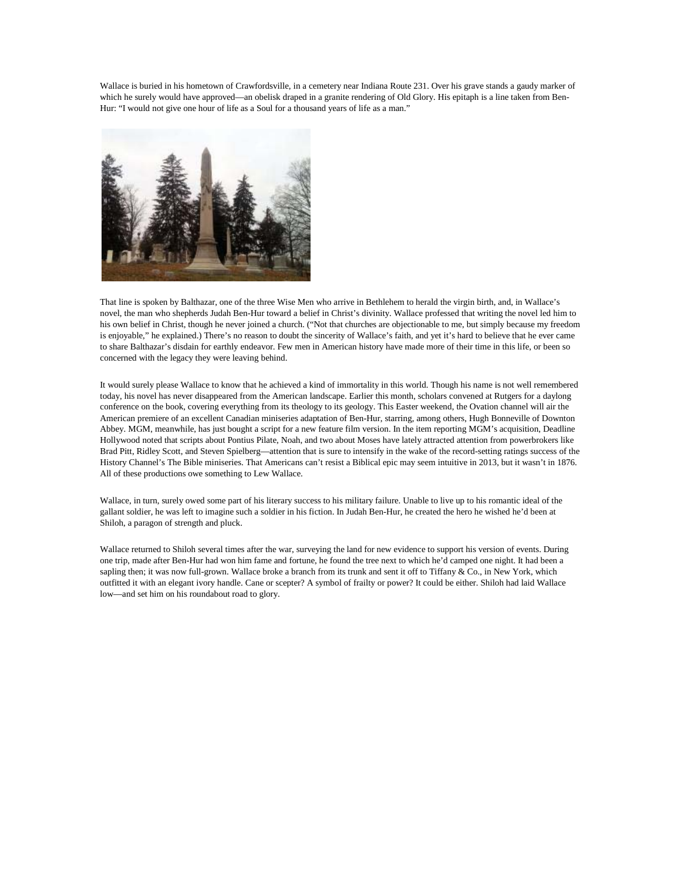Wallace is buried in his hometown of Crawfordsville, in a cemetery near Indiana Route 231. Over his grave stands a gaudy marker of which he surely would have approved—an obelisk draped in a granite rendering of Old Glory. His epitaph is a line taken from Ben-Hur: "I would not give one hour of life as a Soul for a thousand years of life as a man."

That line is spoken by Balthazar, one of the three Wise Men who arrive in Bethlehem to herald the virgin birth, and, in Wallace's novel, the man who shepherds Judah Ben-Hur toward a belief in Christ's divinity. Wallace professed that writing the novel led him to his own belief in Christ, though he never joined a church. ("Not that churches are objectionable to me, but simply because my freedom is enjoyable," he explained.) There's no reason to doubt the sincerity of Wallace's faith, and yet it's hard to believe that he ever came to share Balthazar's disdain for earthly endeavor. Few men in American history have made more of their time in this life, or been so concerned with the legacy they were leaving behind.

It would surely please Wallace to know that he achieved a kind of immortality in this world. Though his name is not well remembered today, his novel has never disappeared from the American landscape. Earlier this month, scholars convened at Rutgers for a daylong conference on the book, covering everything from its theology to its geology. This Easter weekend, the Ovation channel will air the American premiere of an excellent Canadian miniseries adaptation of Ben-Hur, starring, among others, Hugh Bonneville of Downton Abbey. MGM, meanwhile, has just bought a script for a new feature film version. In the item reporting MGM's acquisition, Deadline Hollywood noted that scripts about Pontius Pilate, Noah, and two about Moses have lately attracted attention from powerbrokers like Brad Pitt, Ridley Scott, and Steven Spielberg—attention that is sure to intensify in the wake of the record-setting ratings success of the History Channel's The Bible miniseries. That Americans can't resist a Biblical epic may seem intuitive in 2013, but it wasn't in 1876. All of these productions owe something to Lew Wallace.

Wallace, in turn, surely owed some part of his literary success to his military failure. Unable to live up to his romantic ideal of the gallant soldier, he was left to imagine such a soldier in his fiction. In Judah Ben-Hur, he created the hero he wished he'd been at Shiloh, a paragon of strength and pluck.

Wallace returned to Shiloh several times after the war, surveying the land for new evidence to support his version of events. During one trip, made after Ben-Hur had won him fame and fortune, he found the tree next to which he'd camped one night. It had been a sapling then; it was now full-grown. Wallace broke a branch from its trunk and sent it off to Tiffany & Co., in New York, which outfitted it with an elegant ivory handle. Cane or scepter? A symbol of frailty or power? It could be either. Shiloh had laid Wallace low—and set him on his roundabout road to glory.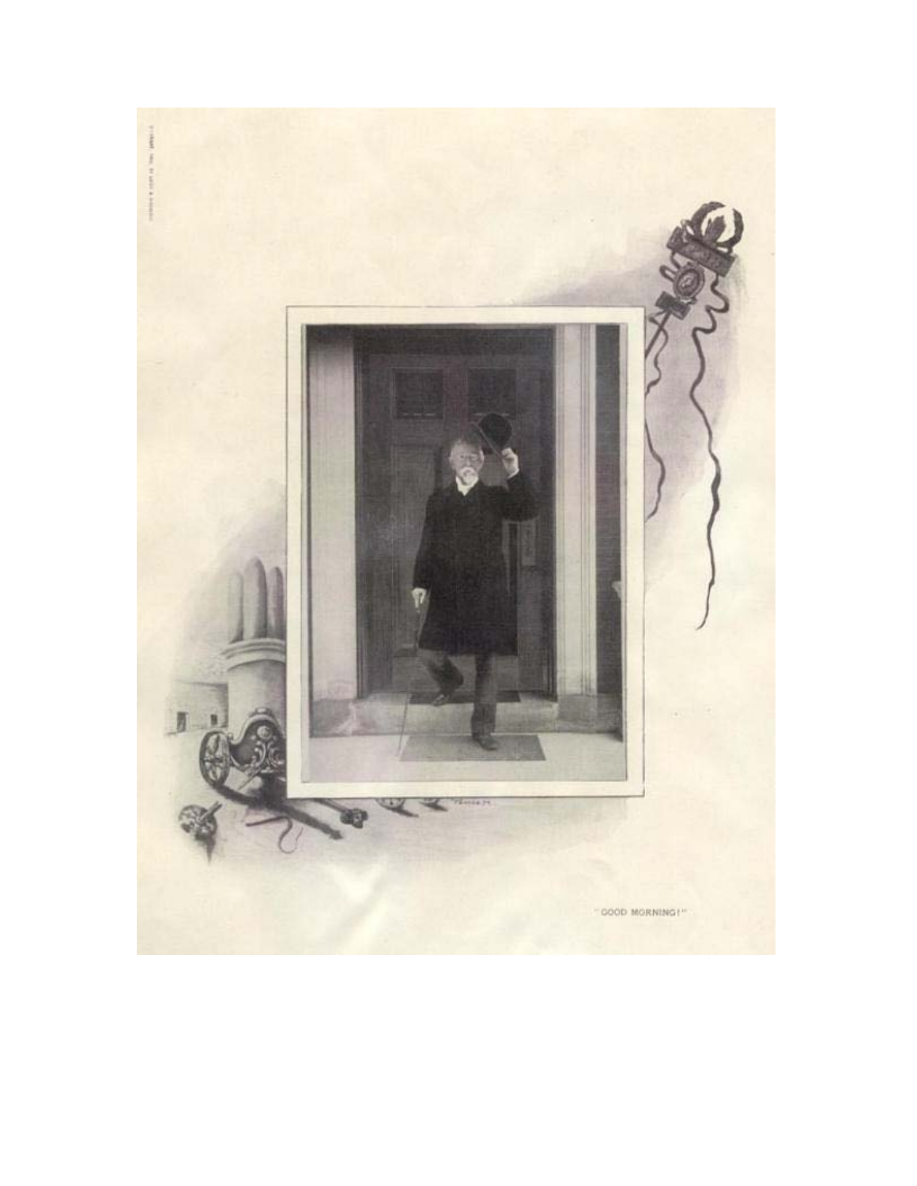"GOOD MORNING!"